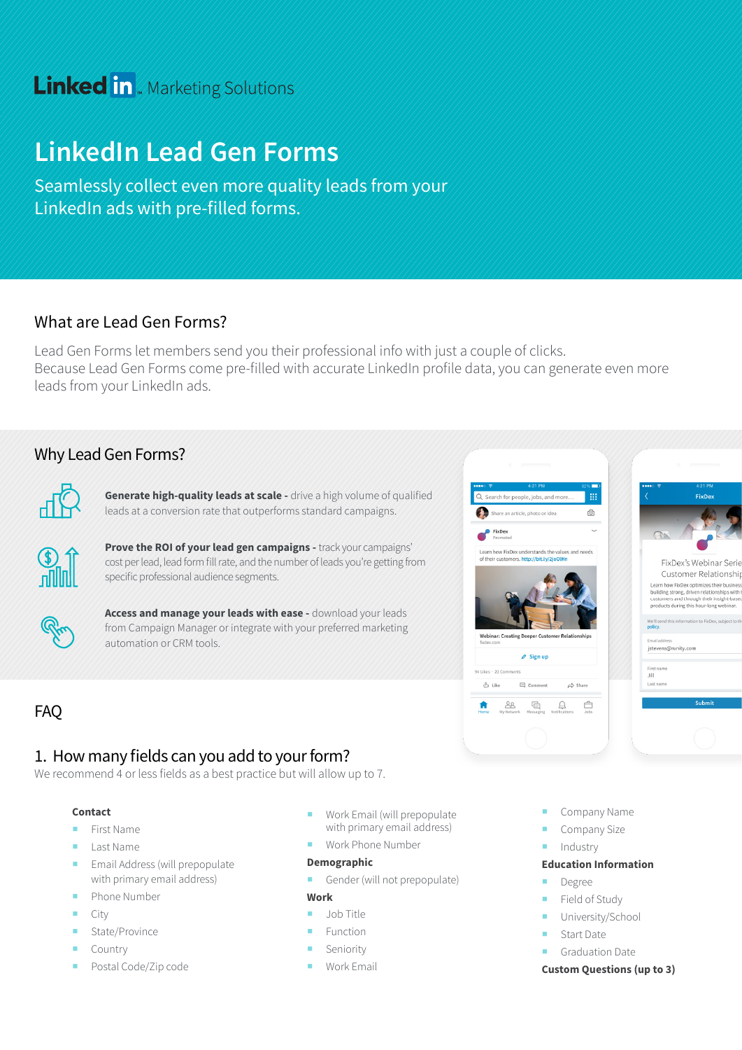LinkedIn Marketing Solutions

# LinkedIn Lead Gen Forms

Seamlessly collect even more quality leads from your LinkedIn ads with pre-filled forms.

## What are Lead Gen Forms?

Lead Gen Forms let members send you their professional info with just a couple of clicks. Because Lead Gen Forms come pre-filled with accurate LinkedIn profile data, you can generate even more leads from your LinkedIn ads.

## Why Lead Gen Forms?

**Generate high-quality leads at scale -** drive a high volume of qualified leads at a conversion rate that outperforms standard campaigns.

**Prove the ROI of your lead gen campaigns -** track your campaigns' cost per lead, lead form fill rate, and the number of leads you're getting from specific professional audience segments.

**Access and manage your leads with ease -** download your leads from Campaign Manager or integrate with your preferred marketing automation or CRM tools.

## FAQ

### 1. How many fields can you add to your form?

We recommend 4 or less fields as a best practice but will allow up to 7.

**Contact**

- First Name
- Last Name
- Email Address (will prepopulate with primary email address)
- Phone Number
- City
- State/Province
- Country
- Postal Code/Zip code
- Work Email (will prepopulate with primary email address)
- Work Phone Number

**Demographic**

- Gender (will not prepopulate)

**Work**

- Job Title
- Function
- Seniority
- Work Email
- Company Name
- Company Size
- Industry

**Education Information**

- Degree
- Field of Study
- University/School
- Start Date
- Graduation Date

**Custom Questions (up to 3)**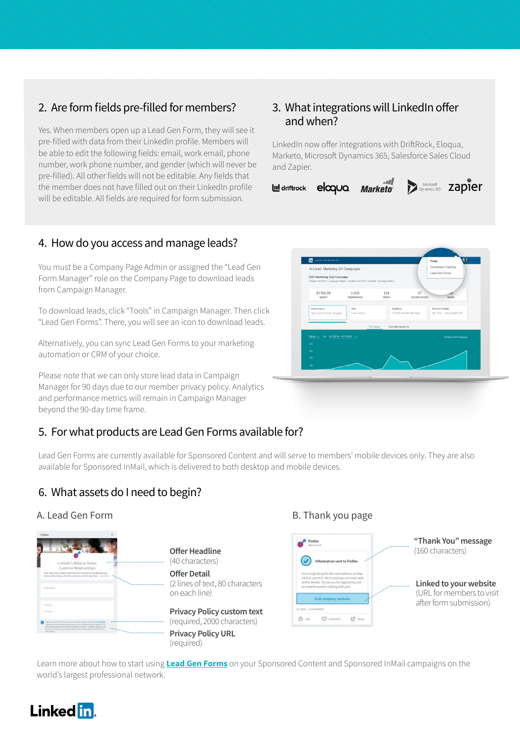## 2. Are form fields pre-filled for members?

Yes. When members open up a Lead Gen Form, they will see it pre-filled with data from their LinkedIn profile. Members will be able to edit the following fields: email, work email, phone number, work phone number, and gender (which will never be pre-filled). All other fields will not be editable. Any fields that the member does not have filled out on their LinkedIn profile will be editable. All fields are required for form submission.

## 3. What integrations will LinkedIn offer and when?

LinkedIn now offer integrations with DriftRock, Eloqua, Marketo, Microsoft Dynamics 365, Salesforce Sales Cloud and Zapier.

## 4. How do you access and manage leads?

You must be a Company Page Admin or assigned the “Lead Gen Form Manager” role on the Company Page to download leads from Campaign Manager.

To download leads, click “Tools” in Campaign Manager. Then click “Lead Gen Forms”. There, you will see an icon to download leads.

Alternatively, you can sync Lead Gen Forms to your marketing automation or CRM of your choice.

Please note that we can only store lead data in Campaign Manager for 90 days due to our member privacy policy. Analytics and performance metrics will remain in Campaign Manager beyond the 90-day time frame.

## 5. For what products are Lead Gen Forms available for?

Lead Gen Forms are currently available for Sponsored Content and will serve to members’ mobile devices only. They are also available for Sponsored InMail, which is delivered to both desktop and mobile devices.

## 6. What assets do I need to begin?

### A. Lead Gen Form

**Offer Headline**
(40 characters)

**Offer Detail**
(2 lines of text, 80 characters on each line)

**Privacy Policy custom text**
(required, 2000 characters)

**Privacy Policy URL**
(required)

### B. Thank you page

**“Thank You” message**
(160 characters)

**Linked to your website**
(URL for members to visit after form submission)

Learn more about how to start using **Lead Gen Forms** on your Sponsored Content and Sponsored InMail campaigns on the world’s largest professional network.